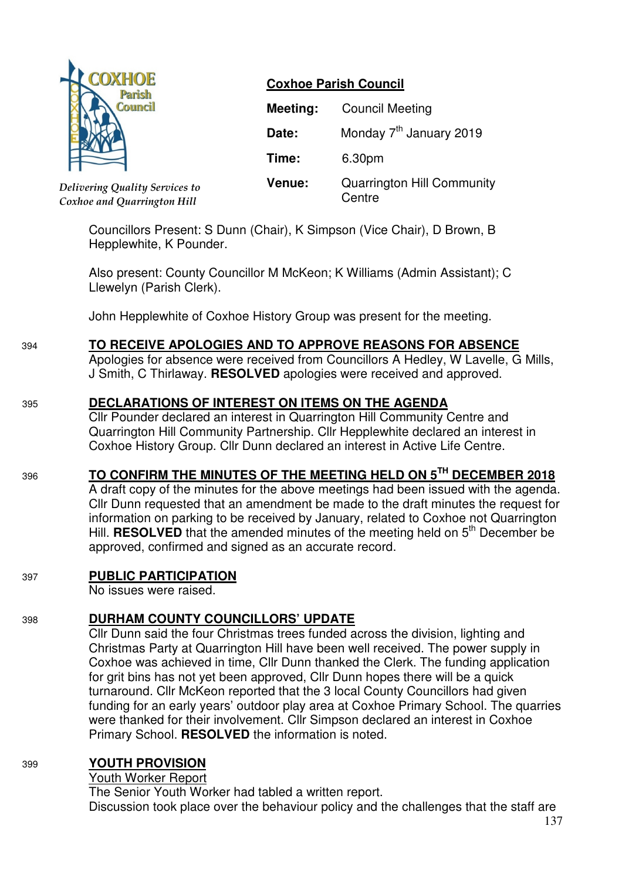COXHOE Parish Council

*Delivering Quality Services to Coxhoe and Quarrington Hill*

**Coxhoe Parish Council**

| | |
|---|---|
| **Meeting:** | Council Meeting |
| **Date:** | Monday 7th January 2019 |
| **Time:** | 6.30pm |
| **Venue:** | Quarrington Hill Community Centre |

Councillors Present: S Dunn (Chair), K Simpson (Vice Chair), D Brown, B Hepplewhite, K Pounder.

Also present: County Councillor M McKeon; K Williams (Admin Assistant); C Llewelyn (Parish Clerk).

John Hepplewhite of Coxhoe History Group was present for the meeting.

394 **TO RECEIVE APOLOGIES AND TO APPROVE REASONS FOR ABSENCE**

Apologies for absence were received from Councillors A Hedley, W Lavelle, G Mills, J Smith, C Thirlaway. **RESOLVED** apologies were received and approved.

395 **DECLARATIONS OF INTEREST ON ITEMS ON THE AGENDA**

Cllr Pounder declared an interest in Quarrington Hill Community Centre and Quarrington Hill Community Partnership. Cllr Hepplewhite declared an interest in Coxhoe History Group. Cllr Dunn declared an interest in Active Life Centre.

396 **TO CONFIRM THE MINUTES OF THE MEETING HELD ON 5TH DECEMBER 2018**

A draft copy of the minutes for the above meetings had been issued with the agenda. Cllr Dunn requested that an amendment be made to the draft minutes the request for information on parking to be received by January, related to Coxhoe not Quarrington Hill. **RESOLVED** that the amended minutes of the meeting held on 5th December be approved, confirmed and signed as an accurate record.

397 **PUBLIC PARTICIPATION**

No issues were raised.

398 **DURHAM COUNTY COUNCILLORS' UPDATE**

Cllr Dunn said the four Christmas trees funded across the division, lighting and Christmas Party at Quarrington Hill have been well received. The power supply in Coxhoe was achieved in time, Cllr Dunn thanked the Clerk. The funding application for grit bins has not yet been approved, Cllr Dunn hopes there will be a quick turnaround. Cllr McKeon reported that the 3 local County Councillors had given funding for an early years' outdoor play area at Coxhoe Primary School. The quarries were thanked for their involvement. Cllr Simpson declared an interest in Coxhoe Primary School. **RESOLVED** the information is noted.

399 **YOUTH PROVISION**

Youth Worker Report

The Senior Youth Worker had tabled a written report.

Discussion took place over the behaviour policy and the challenges that the staff are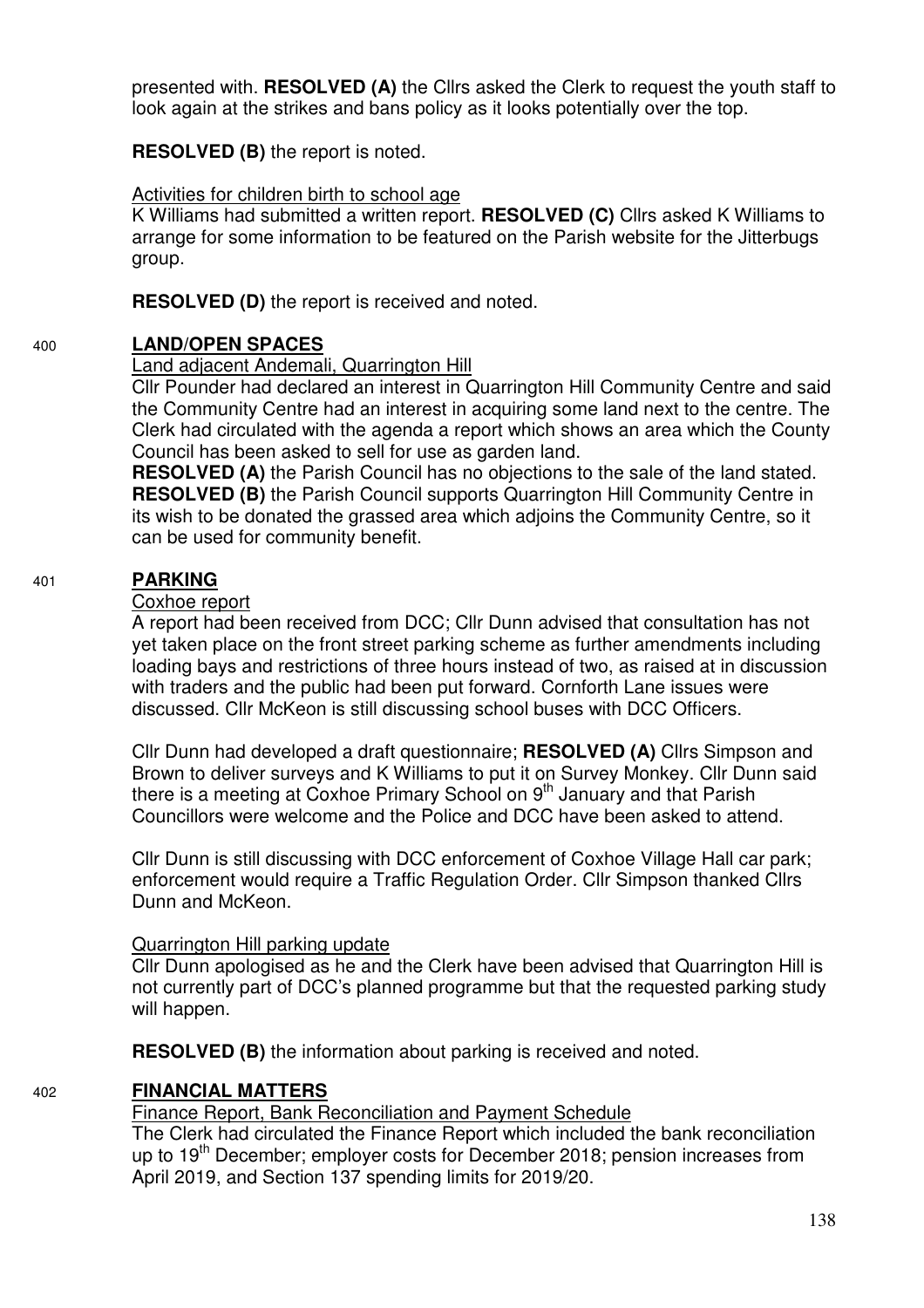presented with. **RESOLVED (A)** the Cllrs asked the Clerk to request the youth staff to look again at the strikes and bans policy as it looks potentially over the top.

**RESOLVED (B)** the report is noted.

Activities for children birth to school age

K Williams had submitted a written report. **RESOLVED (C)** Cllrs asked K Williams to arrange for some information to be featured on the Parish website for the Jitterbugs group.

**RESOLVED (D)** the report is received and noted.

400 **LAND/OPEN SPACES**

Land adjacent Andemali, Quarrington Hill

Cllr Pounder had declared an interest in Quarrington Hill Community Centre and said the Community Centre had an interest in acquiring some land next to the centre. The Clerk had circulated with the agenda a report which shows an area which the County Council has been asked to sell for use as garden land.

**RESOLVED (A)** the Parish Council has no objections to the sale of the land stated.
**RESOLVED (B)** the Parish Council supports Quarrington Hill Community Centre in its wish to be donated the grassed area which adjoins the Community Centre, so it can be used for community benefit.

401 **PARKING**

Coxhoe report

A report had been received from DCC; Cllr Dunn advised that consultation has not yet taken place on the front street parking scheme as further amendments including loading bays and restrictions of three hours instead of two, as raised at in discussion with traders and the public had been put forward. Cornforth Lane issues were discussed. Cllr McKeon is still discussing school buses with DCC Officers.

Cllr Dunn had developed a draft questionnaire; **RESOLVED (A)** Cllrs Simpson and Brown to deliver surveys and K Williams to put it on Survey Monkey. Cllr Dunn said there is a meeting at Coxhoe Primary School on 9th January and that Parish Councillors were welcome and the Police and DCC have been asked to attend.

Cllr Dunn is still discussing with DCC enforcement of Coxhoe Village Hall car park; enforcement would require a Traffic Regulation Order. Cllr Simpson thanked Cllrs Dunn and McKeon.

Quarrington Hill parking update

Cllr Dunn apologised as he and the Clerk have been advised that Quarrington Hill is not currently part of DCC's planned programme but that the requested parking study will happen.

**RESOLVED (B)** the information about parking is received and noted.

402 **FINANCIAL MATTERS**

Finance Report, Bank Reconciliation and Payment Schedule

The Clerk had circulated the Finance Report which included the bank reconciliation up to 19th December; employer costs for December 2018; pension increases from April 2019, and Section 137 spending limits for 2019/20.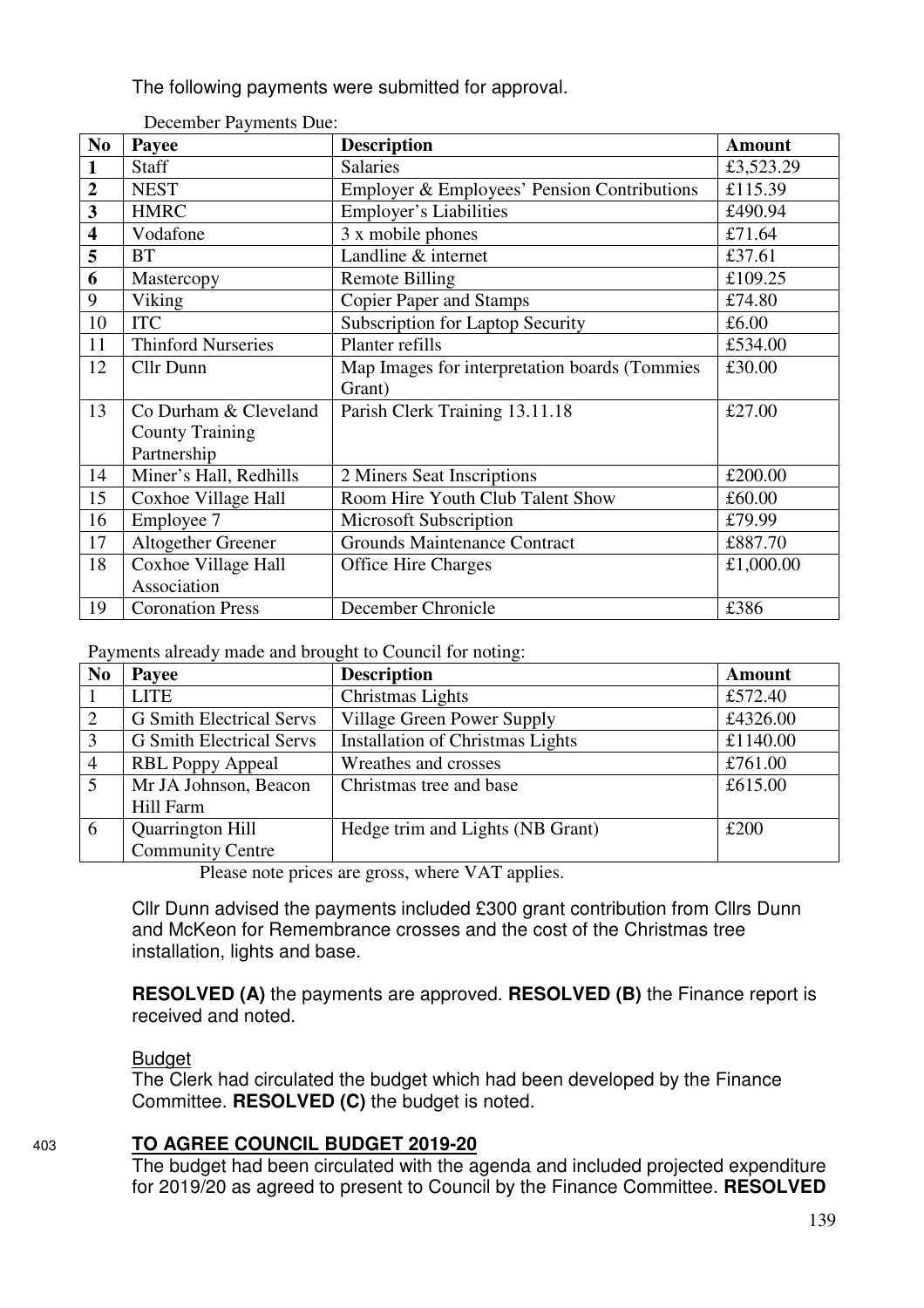The following payments were submitted for approval.

December Payments Due:

| No | Payee | Description | Amount |
|---|---|---|---|
| **1** | Staff | Salaries | £3,523.29 |
| **2** | NEST | Employer & Employees' Pension Contributions | £115.39 |
| **3** | HMRC | Employer's Liabilities | £490.94 |
| **4** | Vodafone | 3 x mobile phones | £71.64 |
| **5** | BT | Landline & internet | £37.61 |
| **6** | Mastercopy | Remote Billing | £109.25 |
| 9 | Viking | Copier Paper and Stamps | £74.80 |
| 10 | ITC | Subscription for Laptop Security | £6.00 |
| 11 | Thinford Nurseries | Planter refills | £534.00 |
| 12 | Cllr Dunn | Map Images for interpretation boards (Tommies Grant) | £30.00 |
| 13 | Co Durham & Cleveland County Training Partnership | Parish Clerk Training 13.11.18 | £27.00 |
| 14 | Miner's Hall, Redhills | 2 Miners Seat Inscriptions | £200.00 |
| 15 | Coxhoe Village Hall | Room Hire Youth Club Talent Show | £60.00 |
| 16 | Employee 7 | Microsoft Subscription | £79.99 |
| 17 | Altogether Greener | Grounds Maintenance Contract | £887.70 |
| 18 | Coxhoe Village Hall Association | Office Hire Charges | £1,000.00 |
| 19 | Coronation Press | December Chronicle | £386 |

Payments already made and brought to Council for noting:

| No | Payee | Description | Amount |
|---|---|---|---|
| 1 | LITE | Christmas Lights | £572.40 |
| 2 | G Smith Electrical Servs | Village Green Power Supply | £4326.00 |
| 3 | G Smith Electrical Servs | Installation of Christmas Lights | £1140.00 |
| 4 | RBL Poppy Appeal | Wreathes and crosses | £761.00 |
| 5 | Mr JA Johnson, Beacon Hill Farm | Christmas tree and base | £615.00 |
| 6 | Quarrington Hill Community Centre | Hedge trim and Lights (NB Grant) | £200 |

Please note prices are gross, where VAT applies.

Cllr Dunn advised the payments included £300 grant contribution from Cllrs Dunn and McKeon for Remembrance crosses and the cost of the Christmas tree installation, lights and base.

**RESOLVED (A)** the payments are approved. **RESOLVED (B)** the Finance report is received and noted.

Budget

The Clerk had circulated the budget which had been developed by the Finance Committee. **RESOLVED (C)** the budget is noted.

403 **TO AGREE COUNCIL BUDGET 2019-20**

The budget had been circulated with the agenda and included projected expenditure for 2019/20 as agreed to present to Council by the Finance Committee. **RESOLVED**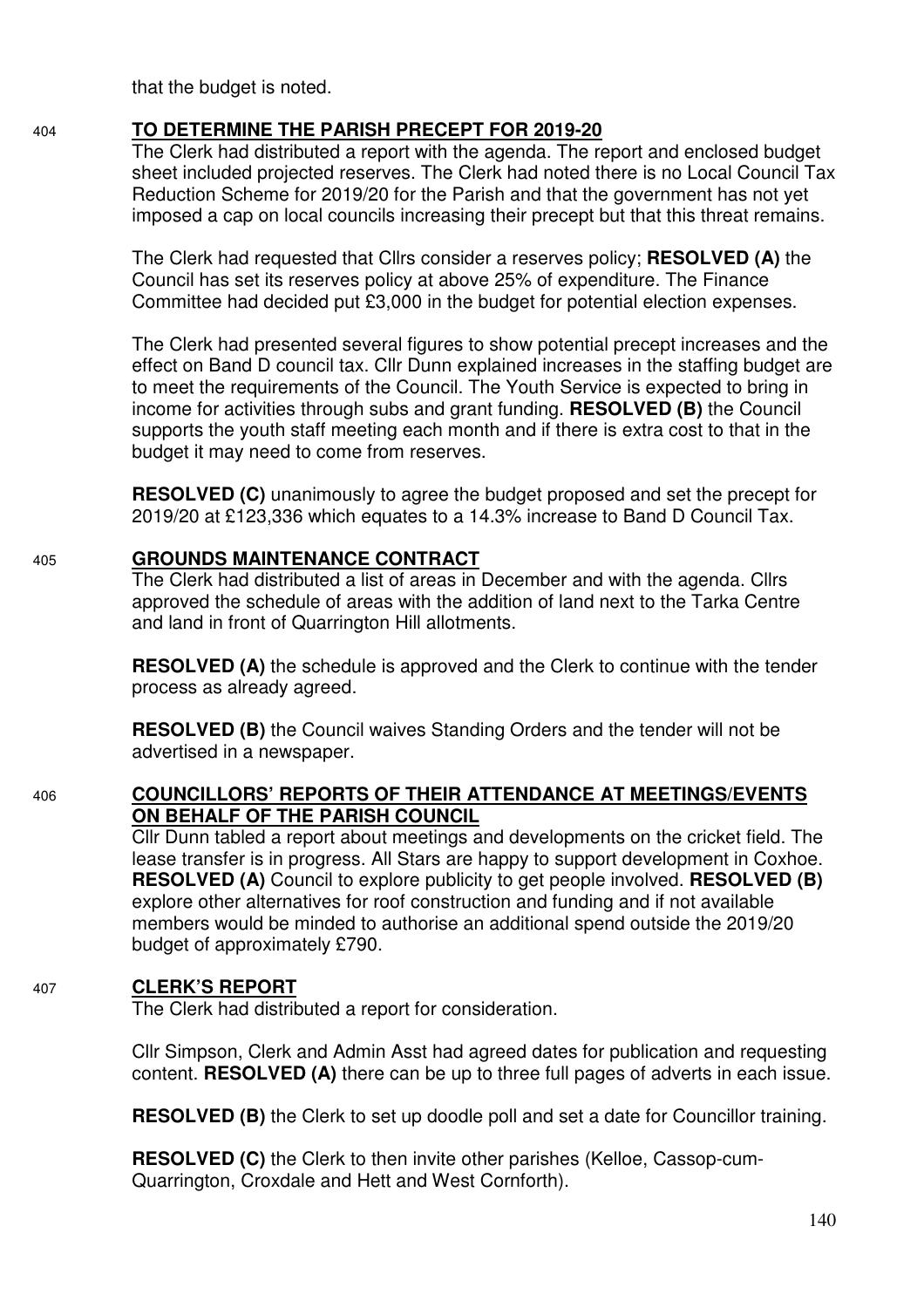that the budget is noted.

404 **TO DETERMINE THE PARISH PRECEPT FOR 2019-20**

The Clerk had distributed a report with the agenda. The report and enclosed budget sheet included projected reserves. The Clerk had noted there is no Local Council Tax Reduction Scheme for 2019/20 for the Parish and that the government has not yet imposed a cap on local councils increasing their precept but that this threat remains.

The Clerk had requested that Cllrs consider a reserves policy; **RESOLVED (A)** the Council has set its reserves policy at above 25% of expenditure. The Finance Committee had decided put £3,000 in the budget for potential election expenses.

The Clerk had presented several figures to show potential precept increases and the effect on Band D council tax. Cllr Dunn explained increases in the staffing budget are to meet the requirements of the Council. The Youth Service is expected to bring in income for activities through subs and grant funding. **RESOLVED (B)** the Council supports the youth staff meeting each month and if there is extra cost to that in the budget it may need to come from reserves.

**RESOLVED (C)** unanimously to agree the budget proposed and set the precept for 2019/20 at £123,336 which equates to a 14.3% increase to Band D Council Tax.

405 **GROUNDS MAINTENANCE CONTRACT**

The Clerk had distributed a list of areas in December and with the agenda. Cllrs approved the schedule of areas with the addition of land next to the Tarka Centre and land in front of Quarrington Hill allotments.

**RESOLVED (A)** the schedule is approved and the Clerk to continue with the tender process as already agreed.

**RESOLVED (B)** the Council waives Standing Orders and the tender will not be advertised in a newspaper.

406 **COUNCILLORS' REPORTS OF THEIR ATTENDANCE AT MEETINGS/EVENTS ON BEHALF OF THE PARISH COUNCIL**

Cllr Dunn tabled a report about meetings and developments on the cricket field. The lease transfer is in progress. All Stars are happy to support development in Coxhoe. **RESOLVED (A)** Council to explore publicity to get people involved. **RESOLVED (B)** explore other alternatives for roof construction and funding and if not available members would be minded to authorise an additional spend outside the 2019/20 budget of approximately £790.

407 **CLERK'S REPORT**

The Clerk had distributed a report for consideration.

Cllr Simpson, Clerk and Admin Asst had agreed dates for publication and requesting content. **RESOLVED (A)** there can be up to three full pages of adverts in each issue.

**RESOLVED (B)** the Clerk to set up doodle poll and set a date for Councillor training.

**RESOLVED (C)** the Clerk to then invite other parishes (Kelloe, Cassop-cum-Quarrington, Croxdale and Hett and West Cornforth).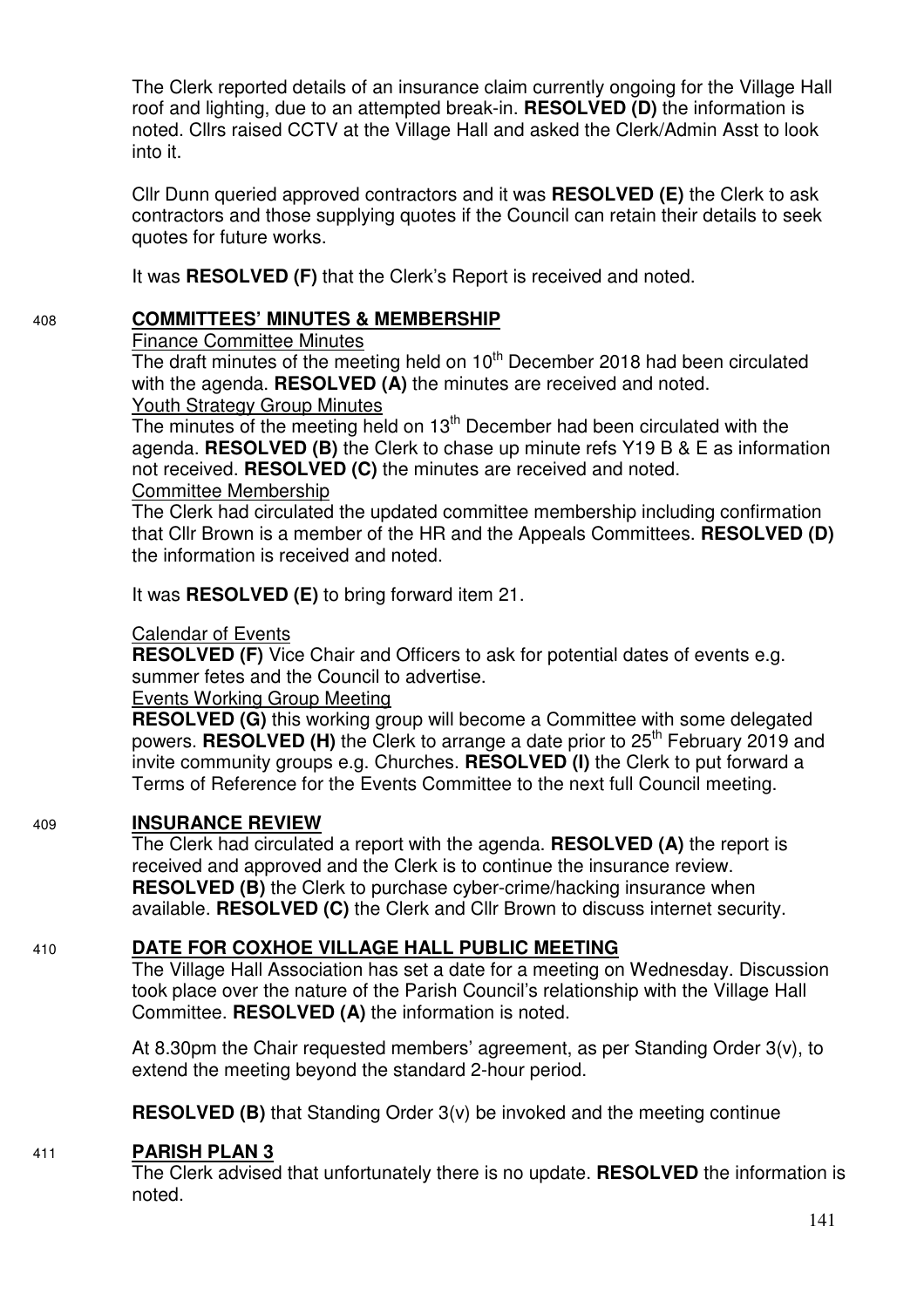The Clerk reported details of an insurance claim currently ongoing for the Village Hall roof and lighting, due to an attempted break-in. **RESOLVED (D)** the information is noted. Cllrs raised CCTV at the Village Hall and asked the Clerk/Admin Asst to look into it.

Cllr Dunn queried approved contractors and it was **RESOLVED (E)** the Clerk to ask contractors and those supplying quotes if the Council can retain their details to seek quotes for future works.

It was **RESOLVED (F)** that the Clerk's Report is received and noted.

## 408 COMMITTEES' MINUTES & MEMBERSHIP

Finance Committee Minutes

The draft minutes of the meeting held on 10th December 2018 had been circulated with the agenda. **RESOLVED (A)** the minutes are received and noted.

Youth Strategy Group Minutes

The minutes of the meeting held on 13th December had been circulated with the agenda. **RESOLVED (B)** the Clerk to chase up minute refs Y19 B & E as information not received. **RESOLVED (C)** the minutes are received and noted.

Committee Membership

The Clerk had circulated the updated committee membership including confirmation that Cllr Brown is a member of the HR and the Appeals Committees. **RESOLVED (D)** the information is received and noted.

It was **RESOLVED (E)** to bring forward item 21.

Calendar of Events

**RESOLVED (F)** Vice Chair and Officers to ask for potential dates of events e.g. summer fetes and the Council to advertise.

Events Working Group Meeting

**RESOLVED (G)** this working group will become a Committee with some delegated powers. **RESOLVED (H)** the Clerk to arrange a date prior to 25th February 2019 and invite community groups e.g. Churches. **RESOLVED (I)** the Clerk to put forward a Terms of Reference for the Events Committee to the next full Council meeting.

## 409 INSURANCE REVIEW

The Clerk had circulated a report with the agenda. **RESOLVED (A)** the report is received and approved and the Clerk is to continue the insurance review. **RESOLVED (B)** the Clerk to purchase cyber-crime/hacking insurance when available. **RESOLVED (C)** the Clerk and Cllr Brown to discuss internet security.

## 410 DATE FOR COXHOE VILLAGE HALL PUBLIC MEETING

The Village Hall Association has set a date for a meeting on Wednesday. Discussion took place over the nature of the Parish Council's relationship with the Village Hall Committee. **RESOLVED (A)** the information is noted.

At 8.30pm the Chair requested members' agreement, as per Standing Order 3(v), to extend the meeting beyond the standard 2-hour period.

**RESOLVED (B)** that Standing Order 3(v) be invoked and the meeting continue

## 411 PARISH PLAN 3

The Clerk advised that unfortunately there is no update. **RESOLVED** the information is noted.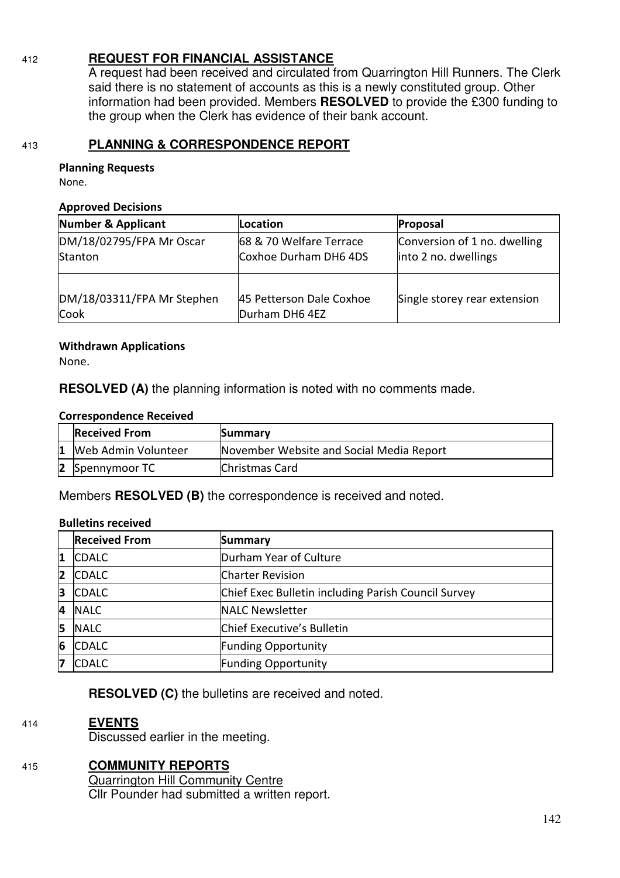412 **REQUEST FOR FINANCIAL ASSISTANCE**

A request had been received and circulated from Quarrington Hill Runners. The Clerk said there is no statement of accounts as this is a newly constituted group. Other information had been provided. Members **RESOLVED** to provide the £300 funding to the group when the Clerk has evidence of their bank account.

413 **PLANNING & CORRESPONDENCE REPORT**

**Planning Requests**

None.

**Approved Decisions**

| Number & Applicant | Location | Proposal |
|---|---|---|
| DM/18/02795/FPA Mr Oscar Stanton | 68 & 70 Welfare Terrace Coxhoe Durham DH6 4DS | Conversion of 1 no. dwelling into 2 no. dwellings |
| DM/18/03311/FPA Mr Stephen Cook | 45 Petterson Dale Coxhoe Durham DH6 4EZ | Single storey rear extension |

**Withdrawn Applications**

None.

**RESOLVED (A)** the planning information is noted with no comments made.

**Correspondence Received**

| | Received From | Summary |
|---|---|---|
| 1 | Web Admin Volunteer | November Website and Social Media Report |
| 2 | Spennymoor TC | Christmas Card |

Members **RESOLVED (B)** the correspondence is received and noted.

**Bulletins received**

| | Received From | Summary |
|---|---|---|
| 1 | CDALC | Durham Year of Culture |
| 2 | CDALC | Charter Revision |
| 3 | CDALC | Chief Exec Bulletin including Parish Council Survey |
| 4 | NALC | NALC Newsletter |
| 5 | NALC | Chief Executive's Bulletin |
| 6 | CDALC | Funding Opportunity |
| 7 | CDALC | Funding Opportunity |

**RESOLVED (C)** the bulletins are received and noted.

414 **EVENTS**

Discussed earlier in the meeting.

415 **COMMUNITY REPORTS**

Quarrington Hill Community Centre

Cllr Pounder had submitted a written report.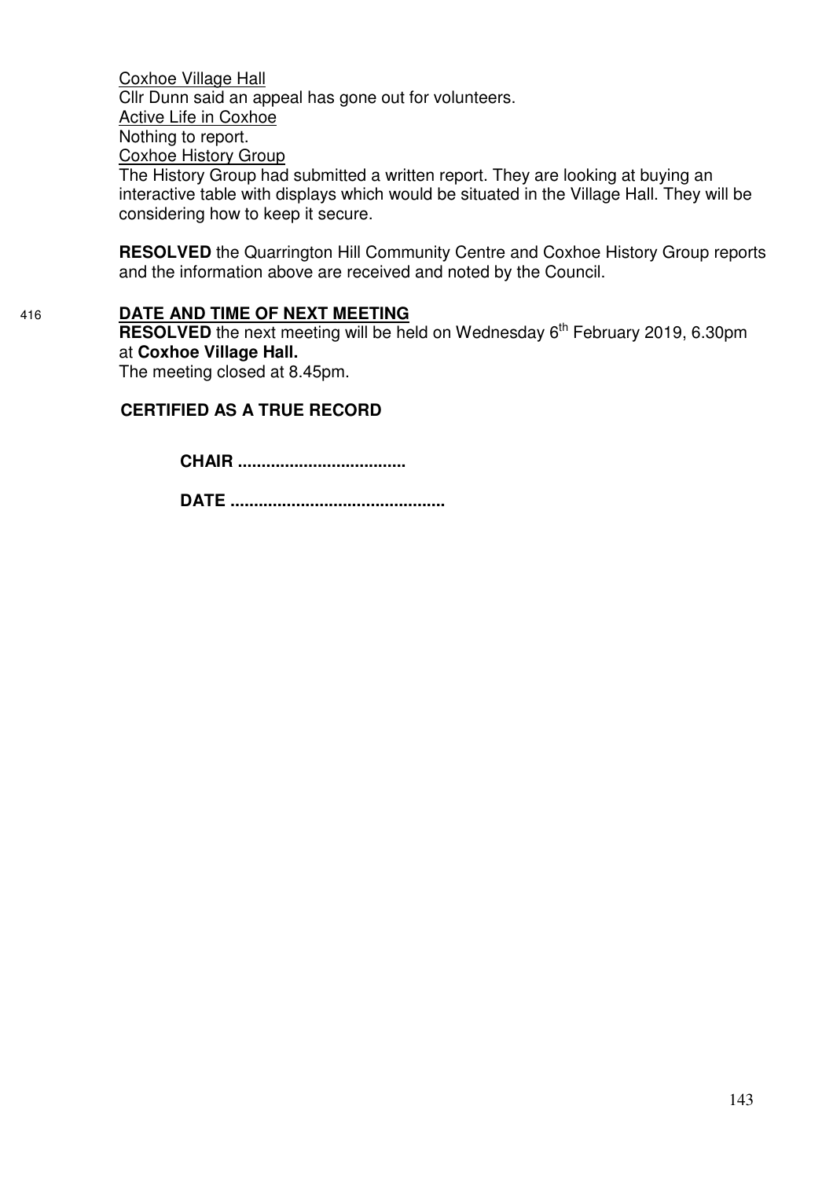Coxhoe Village Hall

Cllr Dunn said an appeal has gone out for volunteers.

Active Life in Coxhoe

Nothing to report.

Coxhoe History Group

The History Group had submitted a written report. They are looking at buying an interactive table with displays which would be situated in the Village Hall. They will be considering how to keep it secure.

**RESOLVED** the Quarrington Hill Community Centre and Coxhoe History Group reports and the information above are received and noted by the Council.

416 **DATE AND TIME OF NEXT MEETING**

**RESOLVED** the next meeting will be held on Wednesday 6th February 2019, 6.30pm at **Coxhoe Village Hall.**

The meeting closed at 8.45pm.

**CERTIFIED AS A TRUE RECORD**

**CHAIR ...................................**

**DATE .............................................**